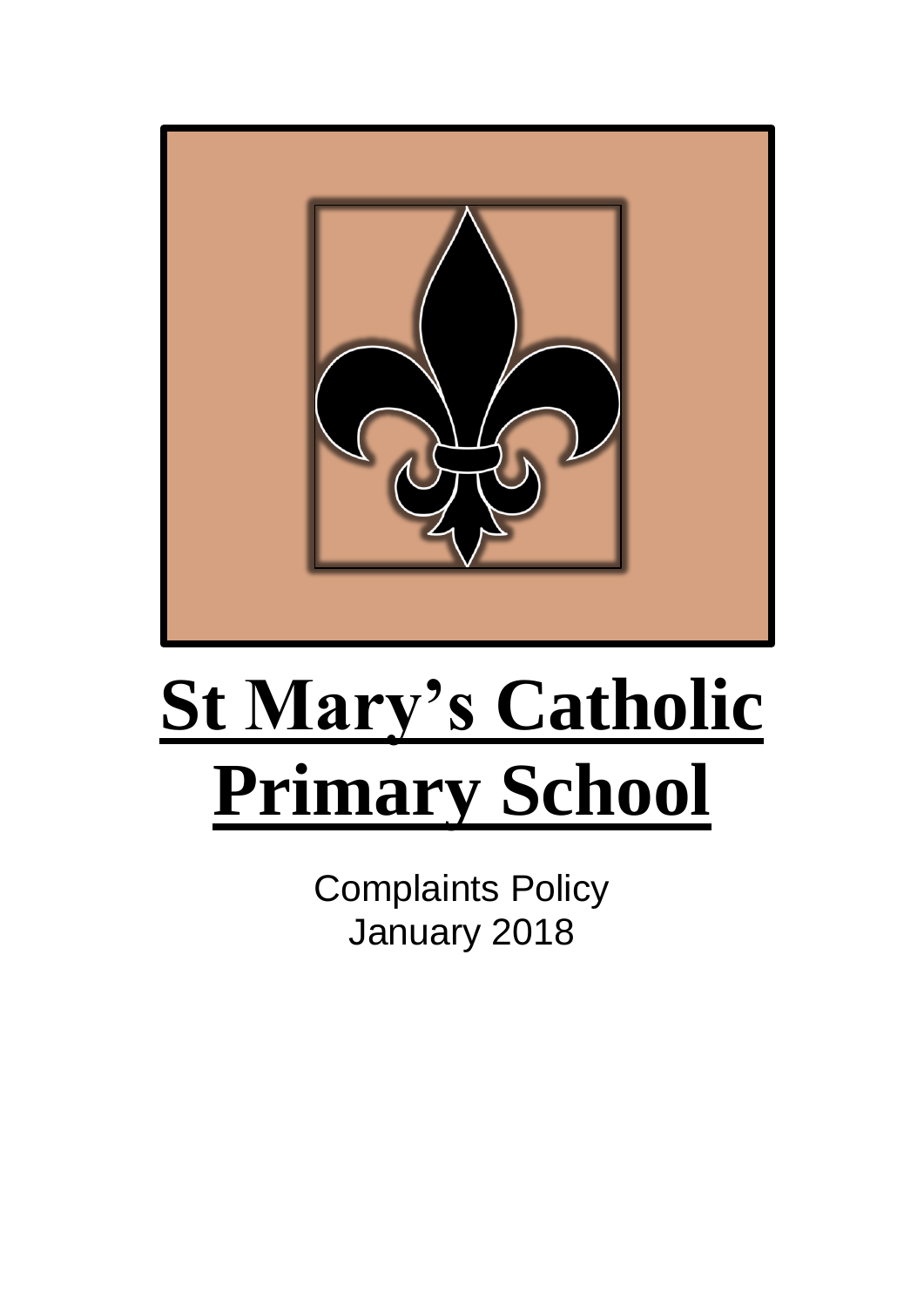# St Mary's Catholic Primary School

Complaints Policy
January 2018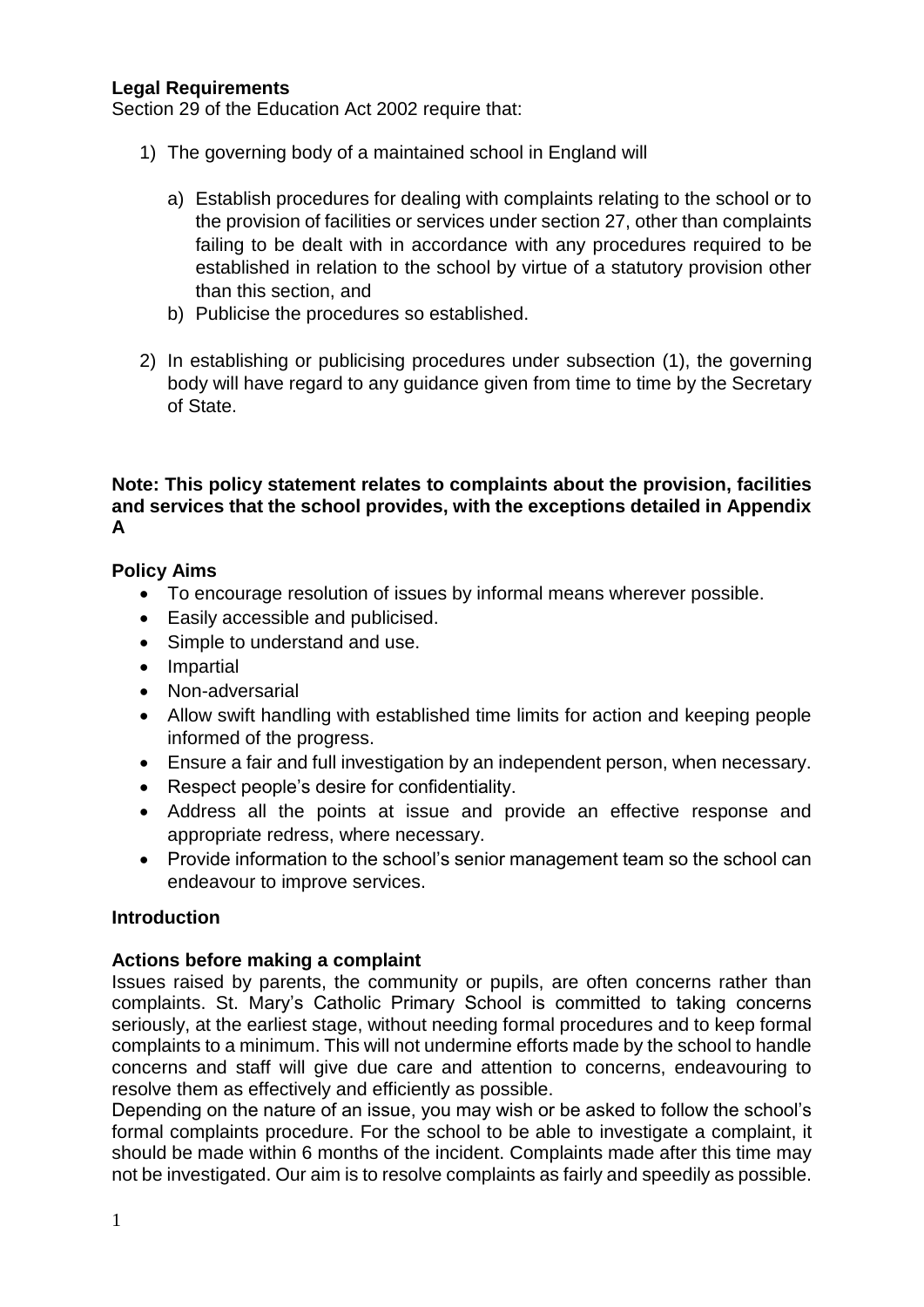**Legal Requirements**

Section 29 of the Education Act 2002 require that:

1) The governing body of a maintained school in England will

    a) Establish procedures for dealing with complaints relating to the school or to the provision of facilities or services under section 27, other than complaints failing to be dealt with in accordance with any procedures required to be established in relation to the school by virtue of a statutory provision other than this section, and
    b) Publicise the procedures so established.

2) In establishing or publicising procedures under subsection (1), the governing body will have regard to any guidance given from time to time by the Secretary of State.

**Note: This policy statement relates to complaints about the provision, facilities and services that the school provides, with the exceptions detailed in Appendix A**

**Policy Aims**

- To encourage resolution of issues by informal means wherever possible.
- Easily accessible and publicised.
- Simple to understand and use.
- Impartial
- Non-adversarial
- Allow swift handling with established time limits for action and keeping people informed of the progress.
- Ensure a fair and full investigation by an independent person, when necessary.
- Respect people's desire for confidentiality.
- Address all the points at issue and provide an effective response and appropriate redress, where necessary.
- Provide information to the school's senior management team so the school can endeavour to improve services.

**Introduction**

**Actions before making a complaint**

Issues raised by parents, the community or pupils, are often concerns rather than complaints. St. Mary's Catholic Primary School is committed to taking concerns seriously, at the earliest stage, without needing formal procedures and to keep formal complaints to a minimum. This will not undermine efforts made by the school to handle concerns and staff will give due care and attention to concerns, endeavouring to resolve them as effectively and efficiently as possible.

Depending on the nature of an issue, you may wish or be asked to follow the school's formal complaints procedure. For the school to be able to investigate a complaint, it should be made within 6 months of the incident. Complaints made after this time may not be investigated. Our aim is to resolve complaints as fairly and speedily as possible.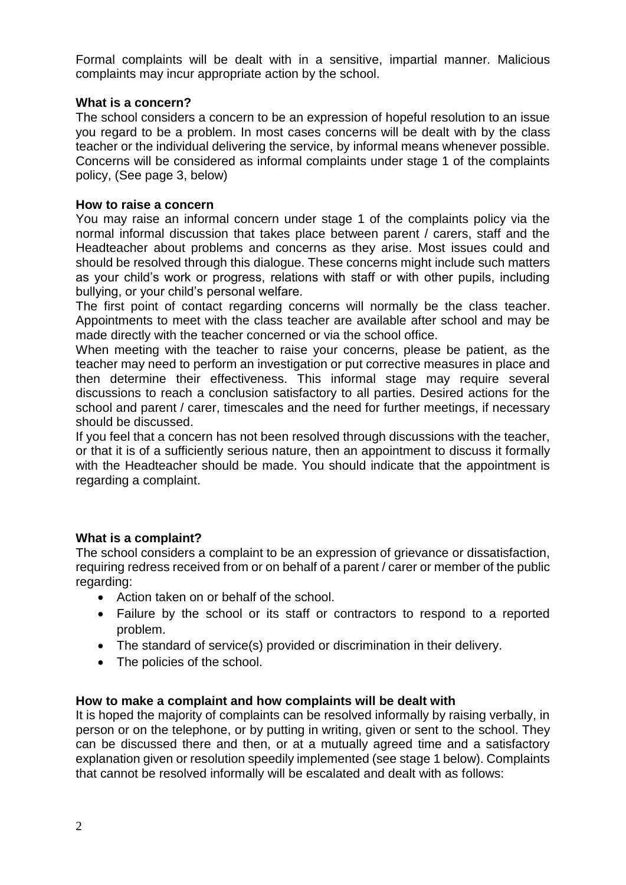Formal complaints will be dealt with in a sensitive, impartial manner. Malicious complaints may incur appropriate action by the school.

### What is a concern?

The school considers a concern to be an expression of hopeful resolution to an issue you regard to be a problem. In most cases concerns will be dealt with by the class teacher or the individual delivering the service, by informal means whenever possible. Concerns will be considered as informal complaints under stage 1 of the complaints policy, (See page 3, below)

### How to raise a concern

You may raise an informal concern under stage 1 of the complaints policy via the normal informal discussion that takes place between parent / carers, staff and the Headteacher about problems and concerns as they arise. Most issues could and should be resolved through this dialogue. These concerns might include such matters as your child's work or progress, relations with staff or with other pupils, including bullying, or your child's personal welfare.

The first point of contact regarding concerns will normally be the class teacher. Appointments to meet with the class teacher are available after school and may be made directly with the teacher concerned or via the school office.

When meeting with the teacher to raise your concerns, please be patient, as the teacher may need to perform an investigation or put corrective measures in place and then determine their effectiveness. This informal stage may require several discussions to reach a conclusion satisfactory to all parties. Desired actions for the school and parent / carer, timescales and the need for further meetings, if necessary should be discussed.

If you feel that a concern has not been resolved through discussions with the teacher, or that it is of a sufficiently serious nature, then an appointment to discuss it formally with the Headteacher should be made. You should indicate that the appointment is regarding a complaint.

### What is a complaint?

The school considers a complaint to be an expression of grievance or dissatisfaction, requiring redress received from or on behalf of a parent / carer or member of the public regarding:

- Action taken on or behalf of the school.
- Failure by the school or its staff or contractors to respond to a reported problem.
- The standard of service(s) provided or discrimination in their delivery.
- The policies of the school.

### How to make a complaint and how complaints will be dealt with

It is hoped the majority of complaints can be resolved informally by raising verbally, in person or on the telephone, or by putting in writing, given or sent to the school. They can be discussed there and then, or at a mutually agreed time and a satisfactory explanation given or resolution speedily implemented (see stage 1 below). Complaints that cannot be resolved informally will be escalated and dealt with as follows: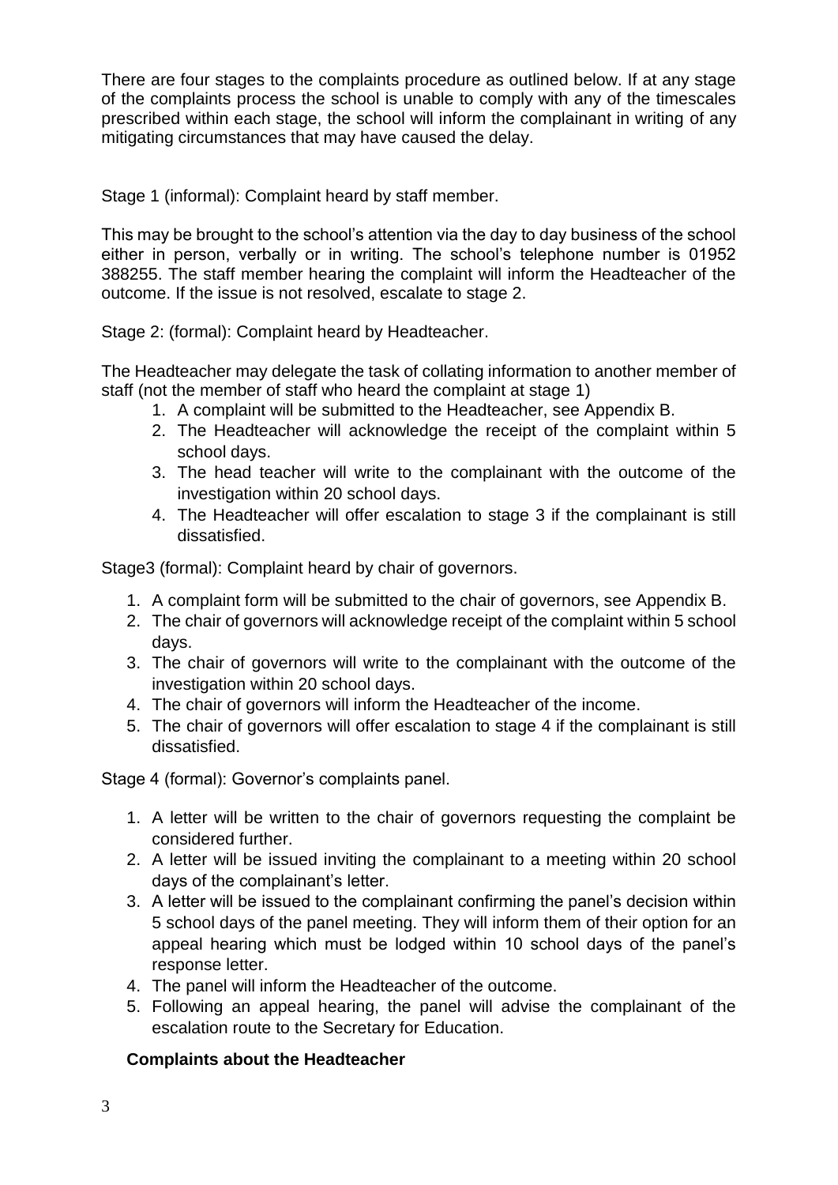There are four stages to the complaints procedure as outlined below. If at any stage of the complaints process the school is unable to comply with any of the timescales prescribed within each stage, the school will inform the complainant in writing of any mitigating circumstances that may have caused the delay.

Stage 1 (informal): Complaint heard by staff member.

This may be brought to the school's attention via the day to day business of the school either in person, verbally or in writing. The school's telephone number is 01952 388255. The staff member hearing the complaint will inform the Headteacher of the outcome. If the issue is not resolved, escalate to stage 2.

Stage 2: (formal): Complaint heard by Headteacher.

The Headteacher may delegate the task of collating information to another member of staff (not the member of staff who heard the complaint at stage 1)

1. A complaint will be submitted to the Headteacher, see Appendix B.
2. The Headteacher will acknowledge the receipt of the complaint within 5 school days.
3. The head teacher will write to the complainant with the outcome of the investigation within 20 school days.
4. The Headteacher will offer escalation to stage 3 if the complainant is still dissatisfied.

Stage3 (formal): Complaint heard by chair of governors.

1. A complaint form will be submitted to the chair of governors, see Appendix B.
2. The chair of governors will acknowledge receipt of the complaint within 5 school days.
3. The chair of governors will write to the complainant with the outcome of the investigation within 20 school days.
4. The chair of governors will inform the Headteacher of the income.
5. The chair of governors will offer escalation to stage 4 if the complainant is still dissatisfied.

Stage 4 (formal): Governor's complaints panel.

1. A letter will be written to the chair of governors requesting the complaint be considered further.
2. A letter will be issued inviting the complainant to a meeting within 20 school days of the complainant's letter.
3. A letter will be issued to the complainant confirming the panel's decision within 5 school days of the panel meeting. They will inform them of their option for an appeal hearing which must be lodged within 10 school days of the panel's response letter.
4. The panel will inform the Headteacher of the outcome.
5. Following an appeal hearing, the panel will advise the complainant of the escalation route to the Secretary for Education.

**Complaints about the Headteacher**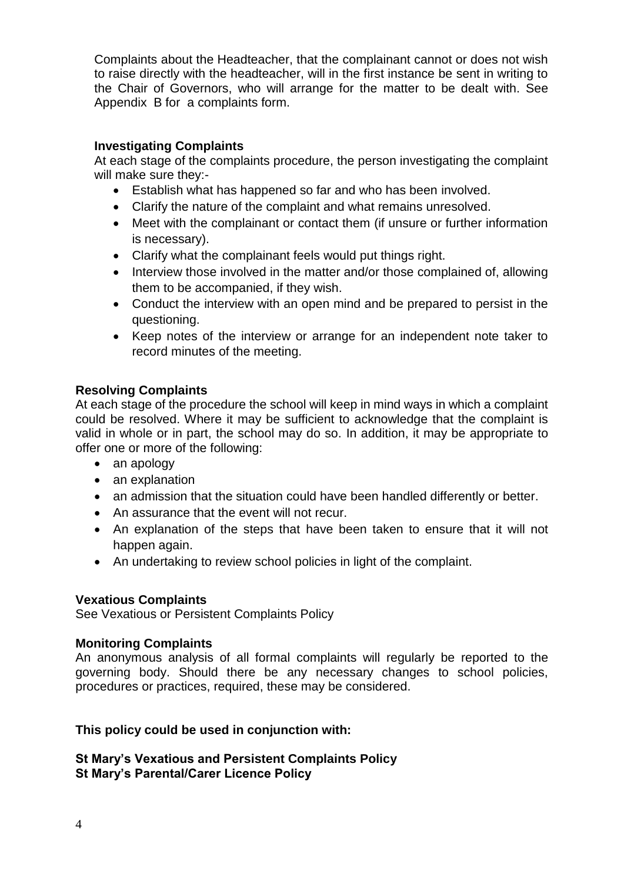Complaints about the Headteacher, that the complainant cannot or does not wish to raise directly with the headteacher, will in the first instance be sent in writing to the Chair of Governors, who will arrange for the matter to be dealt with. See Appendix B for a complaints form.

**Investigating Complaints**

At each stage of the complaints procedure, the person investigating the complaint will make sure they:-

- Establish what has happened so far and who has been involved.
- Clarify the nature of the complaint and what remains unresolved.
- Meet with the complainant or contact them (if unsure or further information is necessary).
- Clarify what the complainant feels would put things right.
- Interview those involved in the matter and/or those complained of, allowing them to be accompanied, if they wish.
- Conduct the interview with an open mind and be prepared to persist in the questioning.
- Keep notes of the interview or arrange for an independent note taker to record minutes of the meeting.

**Resolving Complaints**

At each stage of the procedure the school will keep in mind ways in which a complaint could be resolved. Where it may be sufficient to acknowledge that the complaint is valid in whole or in part, the school may do so. In addition, it may be appropriate to offer one or more of the following:

- an apology
- an explanation
- an admission that the situation could have been handled differently or better.
- An assurance that the event will not recur.
- An explanation of the steps that have been taken to ensure that it will not happen again.
- An undertaking to review school policies in light of the complaint.

**Vexatious Complaints**

See Vexatious or Persistent Complaints Policy

**Monitoring Complaints**

An anonymous analysis of all formal complaints will regularly be reported to the governing body. Should there be any necessary changes to school policies, procedures or practices, required, these may be considered.

**This policy could be used in conjunction with:**

**St Mary's Vexatious and Persistent Complaints Policy**
**St Mary's Parental/Carer Licence Policy**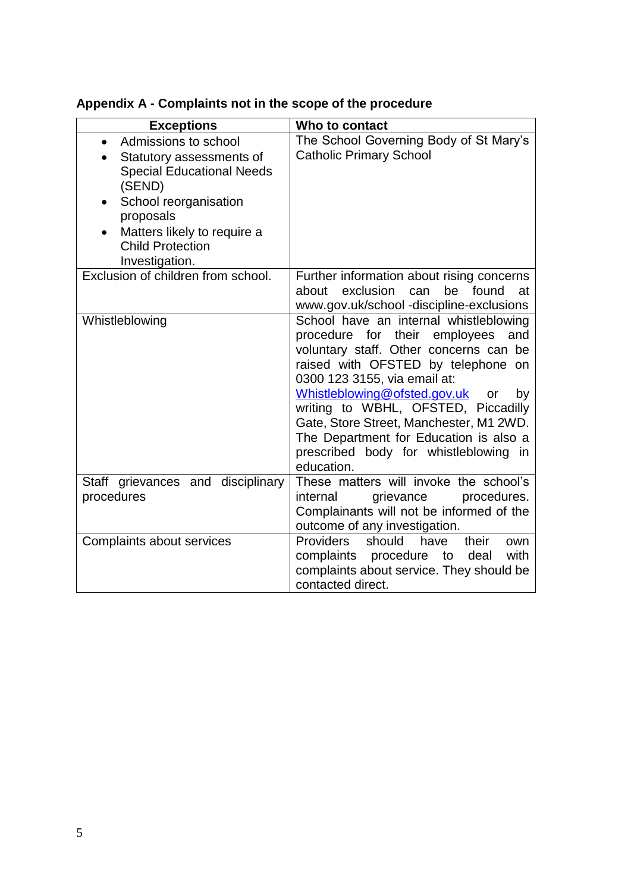**Appendix A - Complaints not in the scope of the procedure**

| Exceptions | Who to contact |
|---|---|
| • Admissions to school<br>• Statutory assessments of Special Educational Needs (SEND)<br>• School reorganisation proposals<br>• Matters likely to require a Child Protection Investigation. | The School Governing Body of St Mary's Catholic Primary School |
| Exclusion of children from school. | Further information about rising concerns about exclusion can be found at www.gov.uk/school -discipline-exclusions |
| Whistleblowing | School have an internal whistleblowing procedure for their employees and voluntary staff. Other concerns can be raised with OFSTED by telephone on 0300 123 3155, via email at: Whistleblowing@ofsted.gov.uk or by writing to WBHL, OFSTED, Piccadilly Gate, Store Street, Manchester, M1 2WD. The Department for Education is also a prescribed body for whistleblowing in education. |
| Staff grievances and disciplinary procedures | These matters will invoke the school's internal grievance procedures. Complainants will not be informed of the outcome of any investigation. |
| Complaints about services | Providers should have their own complaints procedure to deal with complaints about service. They should be contacted direct. |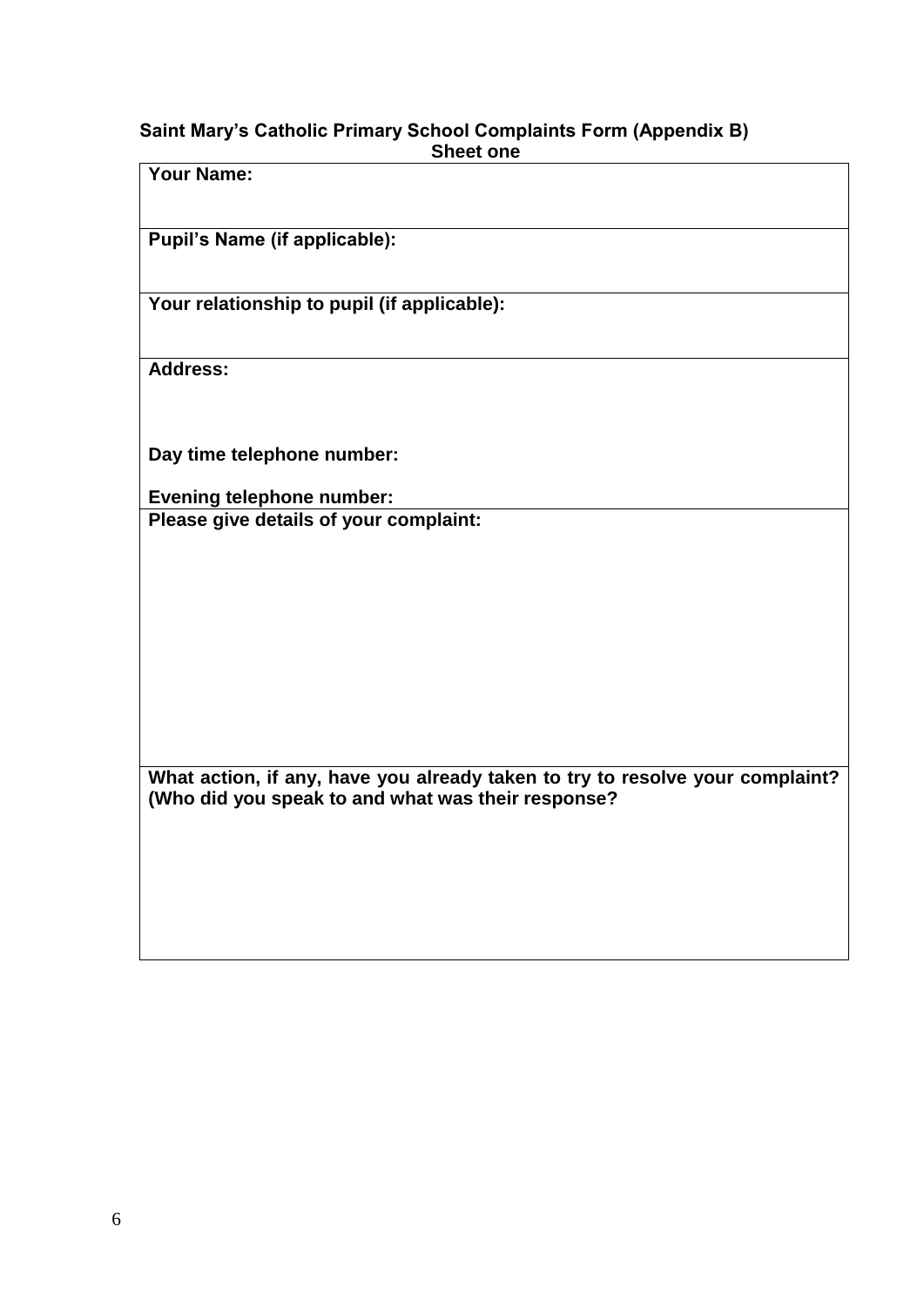**Saint Mary's Catholic Primary School Complaints Form (Appendix B)**
**Sheet one**

| **Your Name:** |
|---|
| **Pupil's Name (if applicable):** |
| **Your relationship to pupil (if applicable):** |
| **Address:**<br><br>**Day time telephone number:**<br><br>**Evening telephone number:** |
| **Please give details of your complaint:** |
| **What action, if any, have you already taken to try to resolve your complaint? (Who did you speak to and what was their response?** |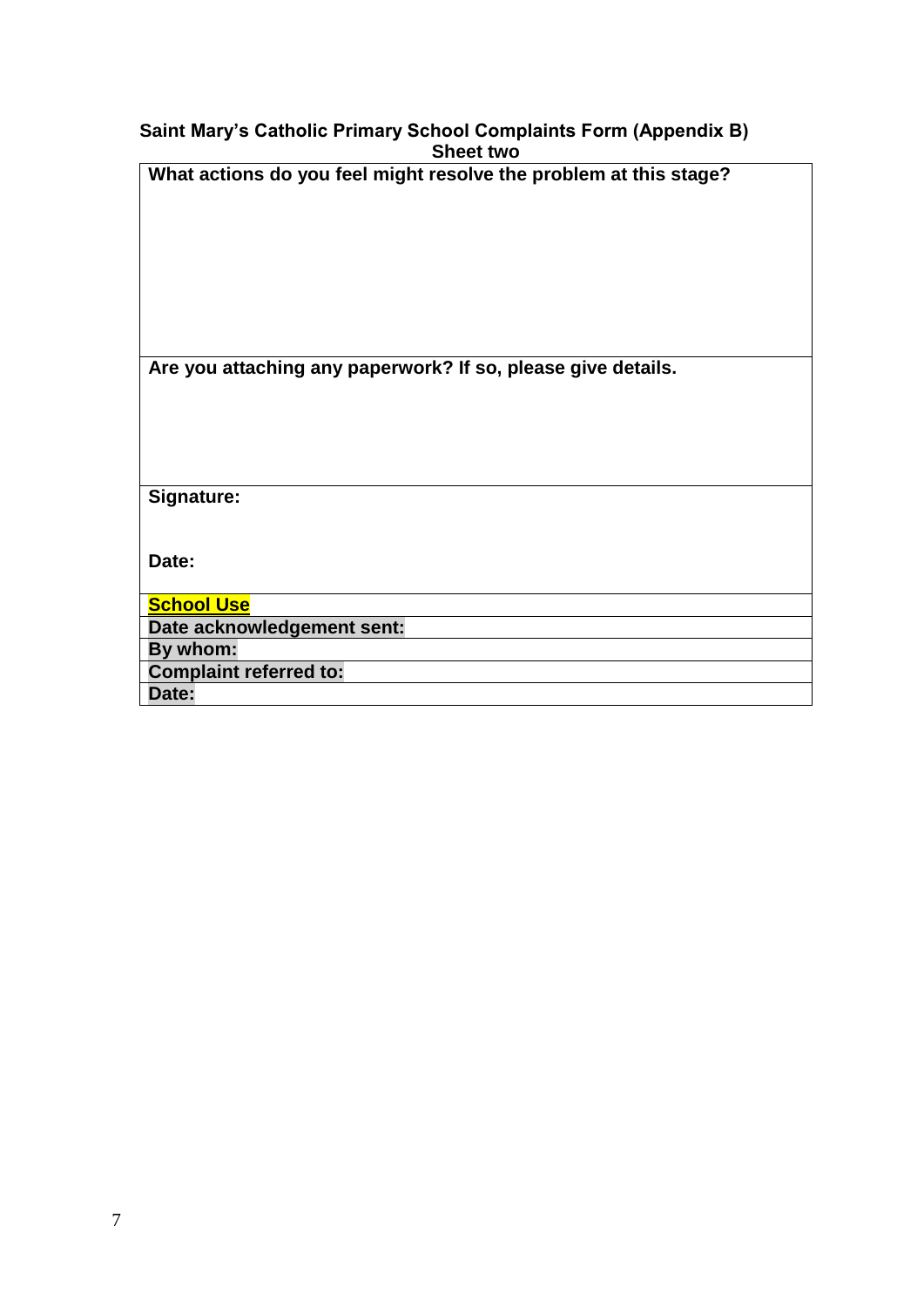**Saint Mary's Catholic Primary School Complaints Form (Appendix B)**
**Sheet two**

| |
|---|
| **What actions do you feel might resolve the problem at this stage?** |
| **Are you attaching any paperwork? If so, please give details.** |
| **Signature:**<br><br>**Date:** |
| **School Use** |
| **Date acknowledgement sent:** |
| **By whom:** |
| **Complaint referred to:** |
| **Date:** |